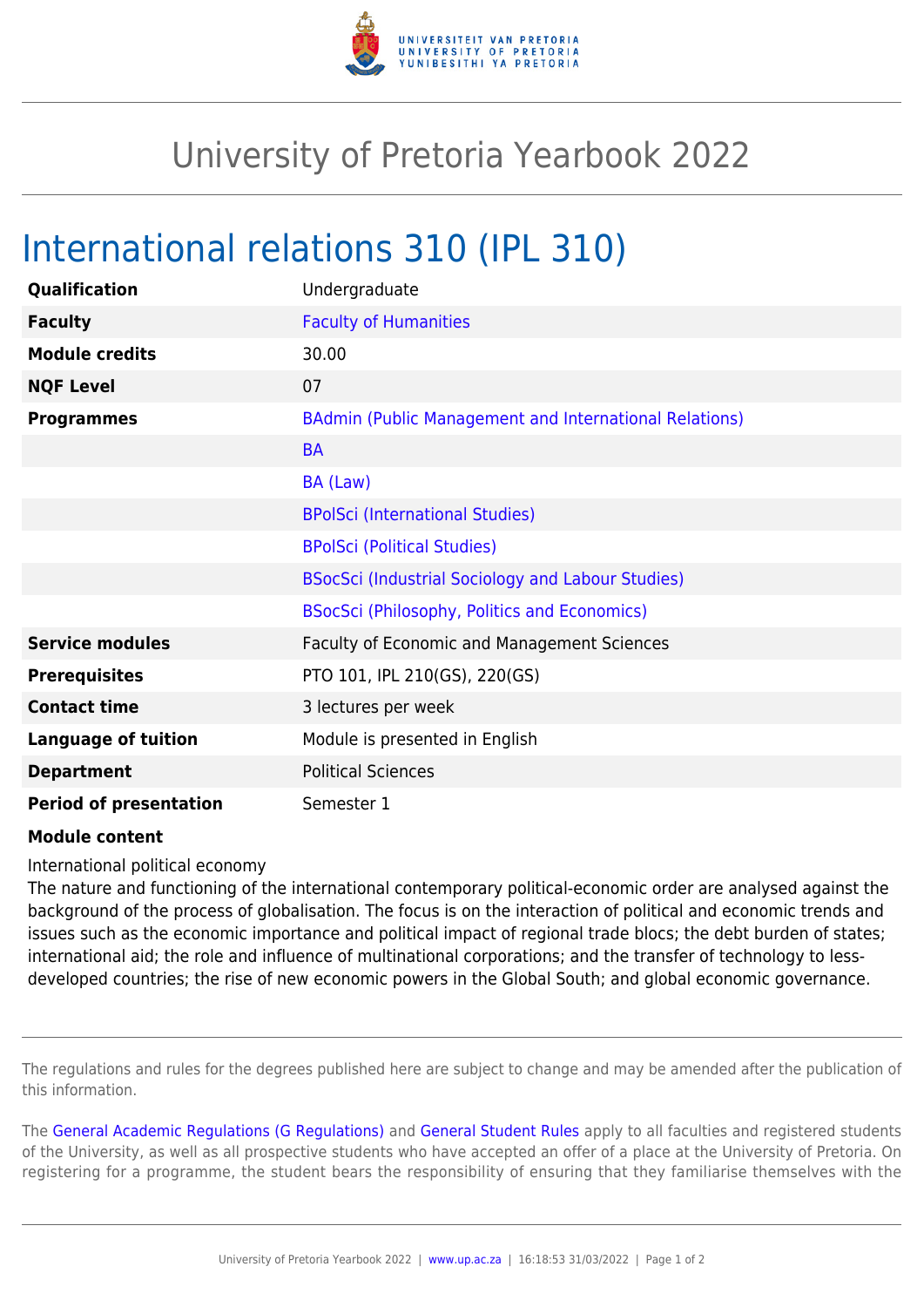# University of Pretoria Yearbook 2022

## International relations 310 (IPL 310)

| | |
|---|---|
| **Qualification** | Undergraduate |
| **Faculty** | Faculty of Humanities |
| **Module credits** | 30.00 |
| **NQF Level** | 07 |
| **Programmes** | BAdmin (Public Management and International Relations) |
| | BA |
| | BA (Law) |
| | BPolSci (International Studies) |
| | BPolSci (Political Studies) |
| | BSocSci (Industrial Sociology and Labour Studies) |
| | BSocSci (Philosophy, Politics and Economics) |
| **Service modules** | Faculty of Economic and Management Sciences |
| **Prerequisites** | PTO 101, IPL 210(GS), 220(GS) |
| **Contact time** | 3 lectures per week |
| **Language of tuition** | Module is presented in English |
| **Department** | Political Sciences |
| **Period of presentation** | Semester 1 |

**Module content**

International political economy
The nature and functioning of the international contemporary political-economic order are analysed against the background of the process of globalisation. The focus is on the interaction of political and economic trends and issues such as the economic importance and political impact of regional trade blocs; the debt burden of states; international aid; the role and influence of multinational corporations; and the transfer of technology to less-developed countries; the rise of new economic powers in the Global South; and global economic governance.

---

The regulations and rules for the degrees published here are subject to change and may be amended after the publication of this information.

The General Academic Regulations (G Regulations) and General Student Rules apply to all faculties and registered students of the University, as well as all prospective students who have accepted an offer of a place at the University of Pretoria. On registering for a programme, the student bears the responsibility of ensuring that they familiarise themselves with the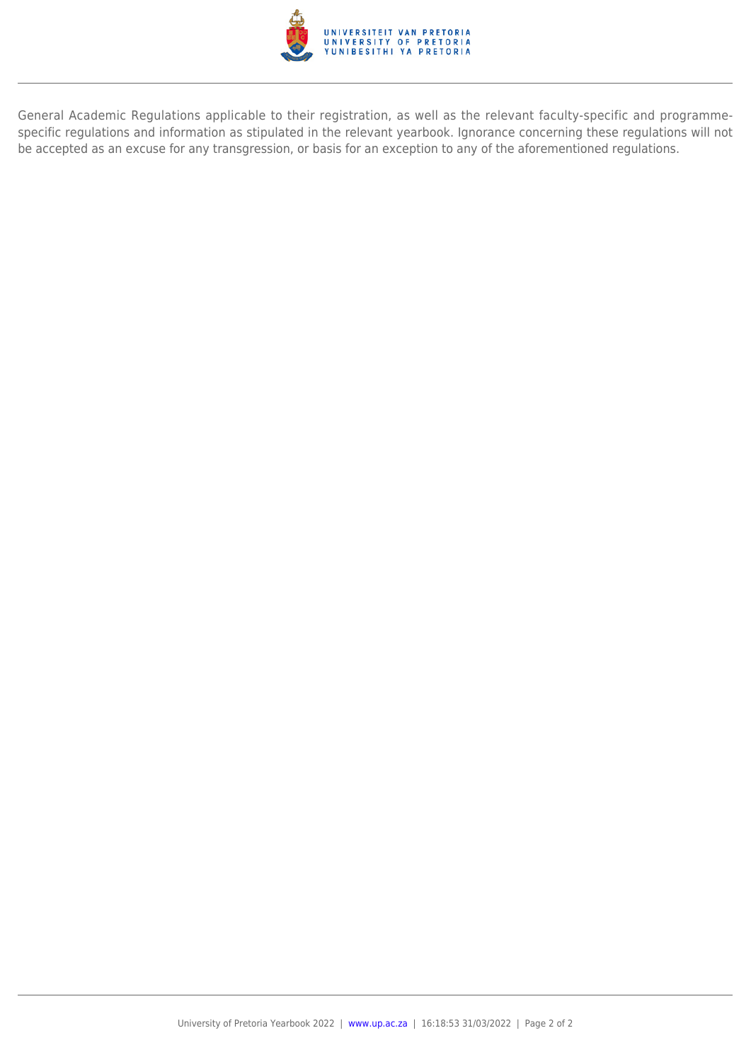General Academic Regulations applicable to their registration, as well as the relevant faculty-specific and programme-specific regulations and information as stipulated in the relevant yearbook. Ignorance concerning these regulations will not be accepted as an excuse for any transgression, or basis for an exception to any of the aforementioned regulations.